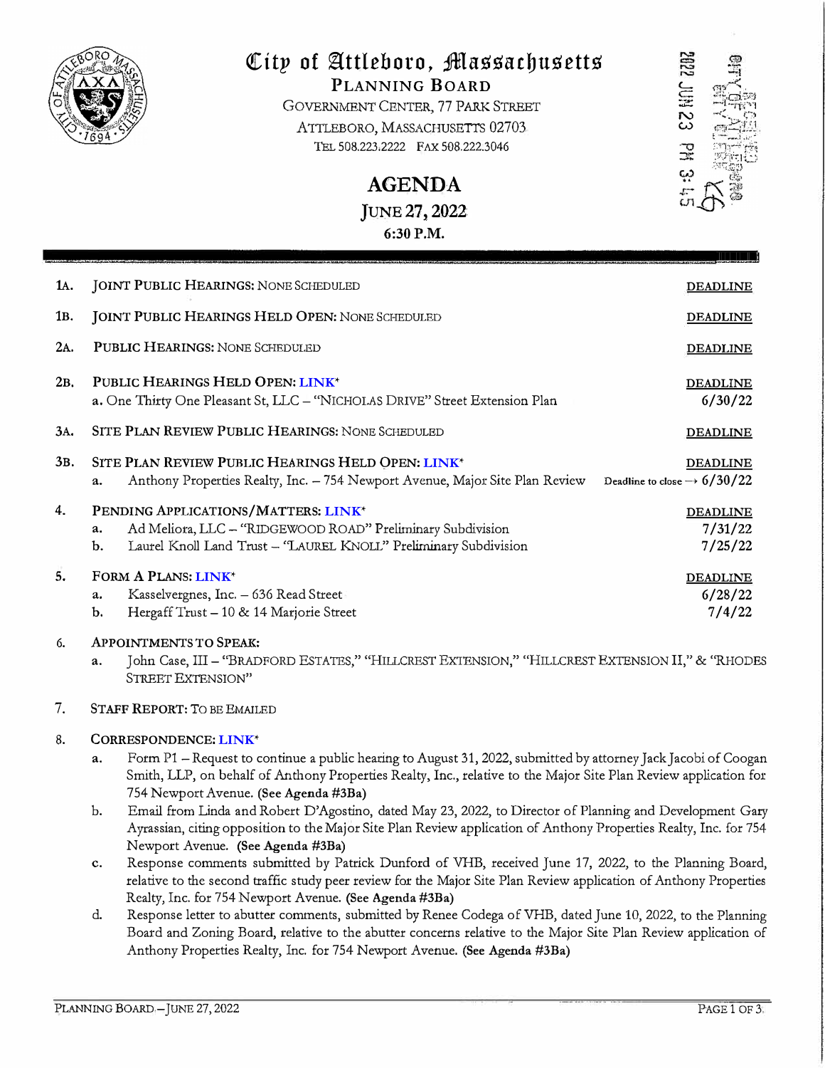# City of Attleboro, Massachusetts

**PLANNING BOARD**

GOVERNMENT CENTER, 77 PARK STREET
ATTLEBORO, MASSACHUSETTS 02703
TEL 508.223.2222 FAX 508.222.3046

2022 JUN 23 PM 3:45

## AGENDA

**JUNE 27, 2022**

**6:30 P.M.**

| | | DEADLINE |
|---|---|---|
| 1A. | JOINT PUBLIC HEARINGS: NONE SCHEDULED | |
| 1B. | JOINT PUBLIC HEARINGS HELD OPEN: NONE SCHEDULED | |
| 2A. | PUBLIC HEARINGS: NONE SCHEDULED | |
| 2B. | PUBLIC HEARINGS HELD OPEN: LINK* | |
| | a. One Thirty One Pleasant St, LLC – "NICHOLAS DRIVE" Street Extension Plan | 6/30/22 |
| 3A. | SITE PLAN REVIEW PUBLIC HEARINGS: NONE SCHEDULED | |
| 3B. | SITE PLAN REVIEW PUBLIC HEARINGS HELD OPEN: LINK* | |
| | a. Anthony Properties Realty, Inc. – 754 Newport Avenue, Major Site Plan Review | Deadline to close → 6/30/22 |
| 4. | PENDING APPLICATIONS/MATTERS: LINK* | |
| | a. Ad Meliora, LLC – "RIDGEWOOD ROAD" Preliminary Subdivision | 7/31/22 |
| | b. Laurel Knoll Land Trust – "LAUREL KNOLL" Preliminary Subdivision | 7/25/22 |
| 5. | FORM A PLANS: LINK* | |
| | a. Kasselvergnes, Inc. – 636 Read Street | 6/28/22 |
| | b. Hergaff Trust – 10 & 14 Marjorie Street | 7/4/22 |

6. APPOINTMENTS TO SPEAK:
   a. John Case, III – "BRADFORD ESTATES," "HILLCREST EXTENSION," "HILLCREST EXTENSION II," & "RHODES STREET EXTENSION"

7. STAFF REPORT: TO BE EMAILED

8. CORRESPONDENCE: LINK*
   a. Form P1 – Request to continue a public hearing to August 31, 2022, submitted by attorney Jack Jacobi of Coogan Smith, LLP, on behalf of Anthony Properties Realty, Inc., relative to the Major Site Plan Review application for 754 Newport Avenue. **(See Agenda #3Ba)**
   b. Email from Linda and Robert D'Agostino, dated May 23, 2022, to Director of Planning and Development Gary Ayrassian, citing opposition to the Major Site Plan Review application of Anthony Properties Realty, Inc. for 754 Newport Avenue. **(See Agenda #3Ba)**
   c. Response comments submitted by Patrick Dunford of VHB, received June 17, 2022, to the Planning Board, relative to the second traffic study peer review for the Major Site Plan Review application of Anthony Properties Realty, Inc. for 754 Newport Avenue. **(See Agenda #3Ba)**
   d. Response letter to abutter comments, submitted by Renee Codega of VHB, dated June 10, 2022, to the Planning Board and Zoning Board, relative to the abutter concerns relative to the Major Site Plan Review application of Anthony Properties Realty, Inc. for 754 Newport Avenue. **(See Agenda #3Ba)**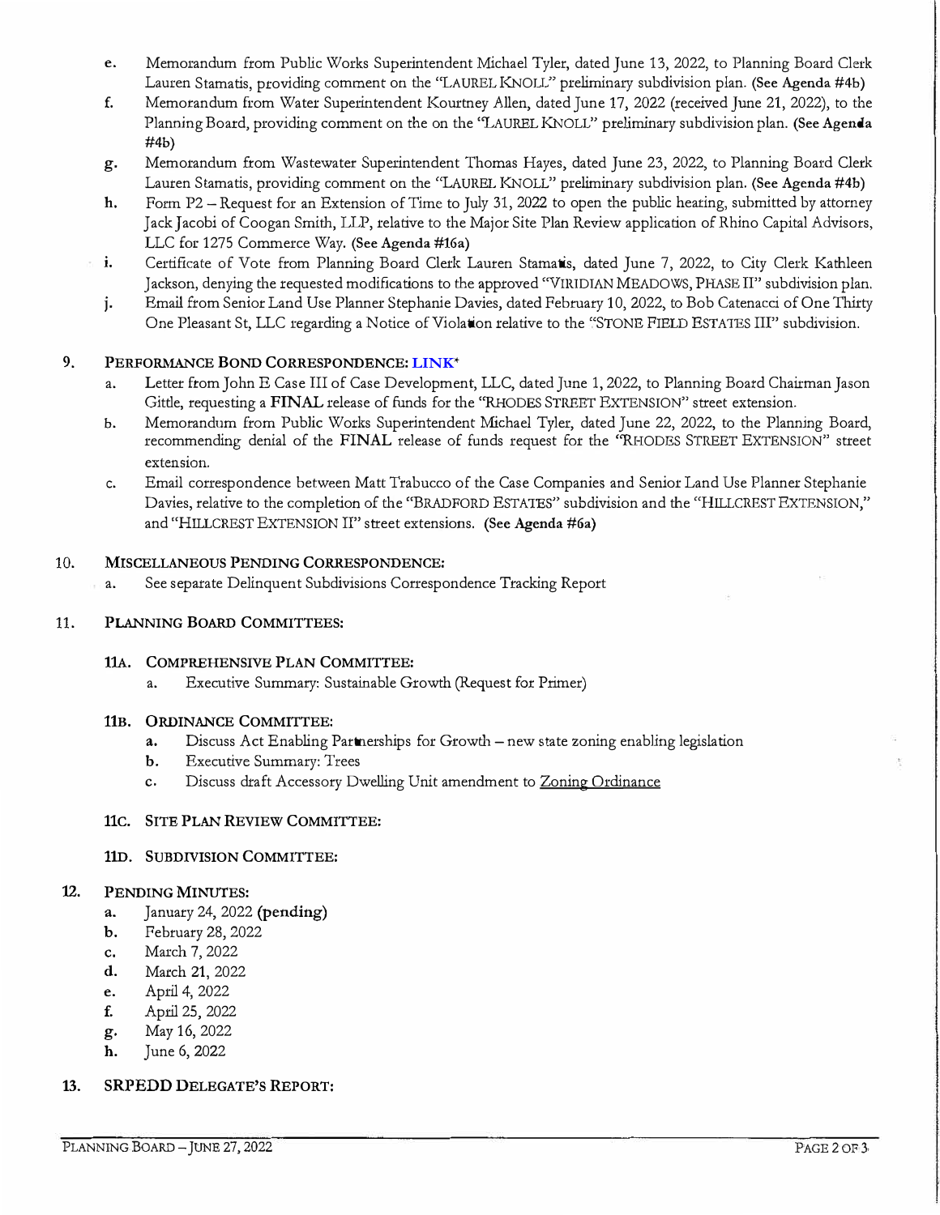- e. Memorandum from Public Works Superintendent Michael Tyler, dated June 13, 2022, to Planning Board Clerk Lauren Stamatis, providing comment on the "LAUREL KNOLL" preliminary subdivision plan. **(See Agenda #4b)**
- f. Memorandum from Water Superintendent Kourtney Allen, dated June 17, 2022 (received June 21, 2022), to the Planning Board, providing comment on the on the "LAUREL KNOLL" preliminary subdivision plan. **(See Agenda #4b)**
- g. Memorandum from Wastewater Superintendent Thomas Hayes, dated June 23, 2022, to Planning Board Clerk Lauren Stamatis, providing comment on the "LAUREL KNOLL" preliminary subdivision plan. **(See Agenda #4b)**
- h. Form P2 – Request for an Extension of Time to July 31, 2022 to open the public hearing, submitted by attorney Jack Jacobi of Coogan Smith, LLP, relative to the Major Site Plan Review application of Rhino Capital Advisors, LLC for 1275 Commerce Way. **(See Agenda #16a)**
- i. Certificate of Vote from Planning Board Clerk Lauren Stamatis, dated June 7, 2022, to City Clerk Kathleen Jackson, denying the requested modifications to the approved "VIRIDIAN MEADOWS, PHASE II" subdivision plan.
- j. Email from Senior Land Use Planner Stephanie Davies, dated February 10, 2022, to Bob Catenacci of One Thirty One Pleasant St, LLC regarding a Notice of Violation relative to the "STONE FIELD ESTATES III" subdivision.

## 9. PERFORMANCE BOND CORRESPONDENCE: LINK*

- a. Letter from John E Case III of Case Development, LLC, dated June 1, 2022, to Planning Board Chairman Jason Gittle, requesting a **FINAL** release of funds for the "RHODES STREET EXTENSION" street extension.
- b. Memorandum from Public Works Superintendent Michael Tyler, dated June 22, 2022, to the Planning Board, recommending denial of the **FINAL** release of funds request for the "RHODES STREET EXTENSION" street extension.
- c. Email correspondence between Matt Trabucco of the Case Companies and Senior Land Use Planner Stephanie Davies, relative to the completion of the "BRADFORD ESTATES" subdivision and the "HILLCREST EXTENSION," and "HILLCREST EXTENSION II" street extensions. **(See Agenda #6a)**

## 10. MISCELLANEOUS PENDING CORRESPONDENCE:

- a. See separate Delinquent Subdivisions Correspondence Tracking Report

## 11. PLANNING BOARD COMMITTEES:

### 11A. COMPREHENSIVE PLAN COMMITTEE:

- a. Executive Summary: Sustainable Growth (Request for Primer)

### 11B. ORDINANCE COMMITTEE:

- **a.** Discuss Act Enabling Partnerships for Growth – new state zoning enabling legislation
- **b.** Executive Summary: Trees
- **c.** Discuss draft Accessory Dwelling Unit amendment to Zoning Ordinance

### 11C. SITE PLAN REVIEW COMMITTEE:

### 11D. SUBDIVISION COMMITTEE:

## 12. PENDING MINUTES:

- **a.** January 24, 2022 **(pending)**
- **b.** February 28, 2022
- **c.** March 7, 2022
- **d.** March 21, 2022
- **e.** April 4, 2022
- **f.** April 25, 2022
- **g.** May 16, 2022
- **h.** June 6, 2022

## 13. SRPEDD DELEGATE'S REPORT: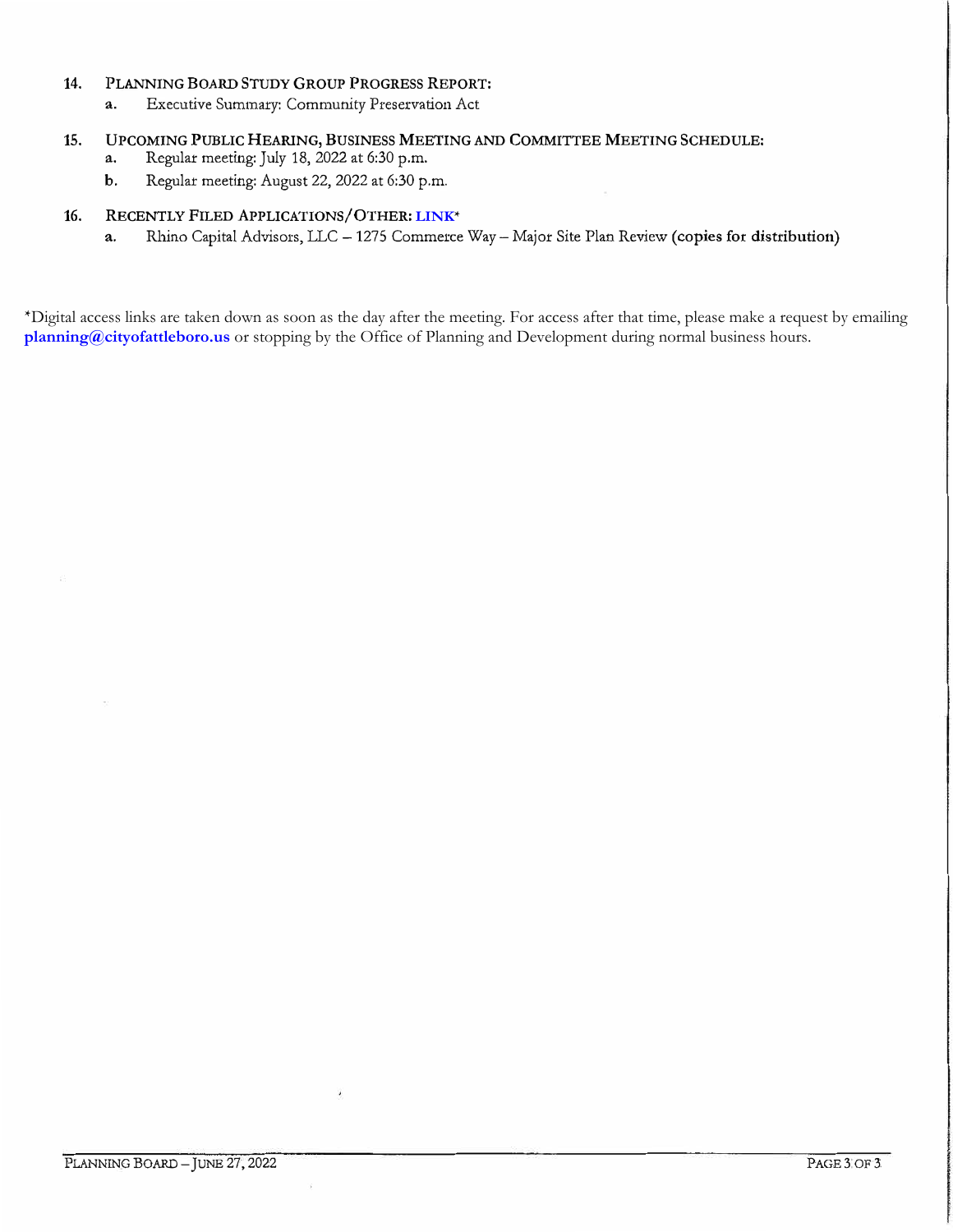14. **PLANNING BOARD STUDY GROUP PROGRESS REPORT:**
    a. Executive Summary: Community Preservation Act

15. **UPCOMING PUBLIC HEARING, BUSINESS MEETING AND COMMITTEE MEETING SCHEDULE:**
    a. Regular meeting: July 18, 2022 at 6:30 p.m.
    b. Regular meeting: August 22, 2022 at 6:30 p.m.

16. **RECENTLY FILED APPLICATIONS/OTHER: LINK***
    a. Rhino Capital Advisors, LLC – 1275 Commerce Way – Major Site Plan Review **(copies for distribution)**

*Digital access links are taken down as soon as the day after the meeting. For access after that time, please make a request by emailing **planning@cityofattleboro.us** or stopping by the Office of Planning and Development during normal business hours.